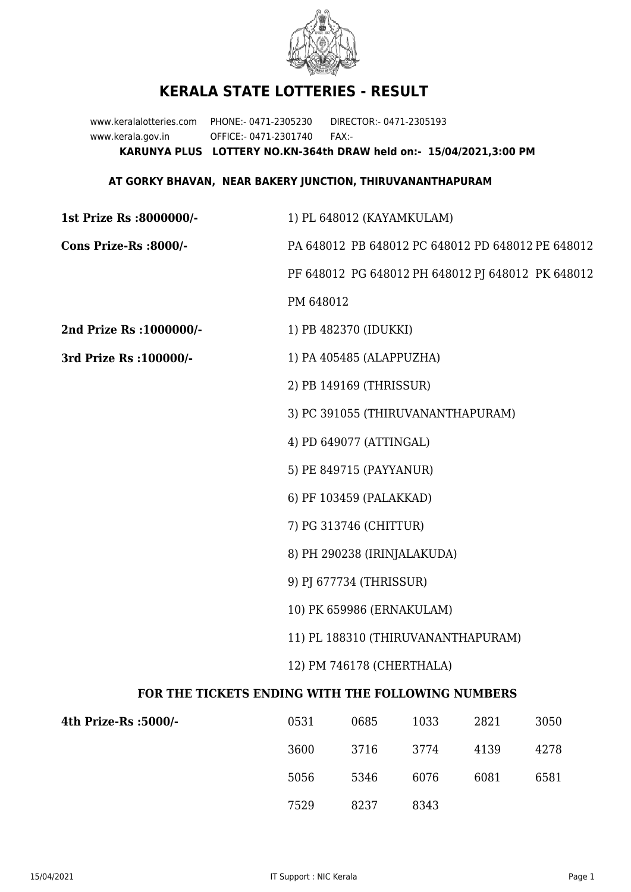# KERALA STATE LOTTERIES - RESULT

www.keralalotteries.com PHONE:- 0471-2305230 DIRECTOR:- 0471-2305193
www.kerala.gov.in OFFICE:- 0471-2301740 FAX:-

**KARUNYA PLUS LOTTERY NO.KN-364th DRAW held on:- 15/04/2021,3:00 PM**

**AT GORKY BHAVAN, NEAR BAKERY JUNCTION, THIRUVANANTHAPURAM**

**1st Prize Rs :8000000/-** 1) PL 648012 (KAYAMKULAM)

**Cons Prize-Rs :8000/-** PA 648012 PB 648012 PC 648012 PD 648012 PE 648012 PF 648012 PG 648012 PH 648012 PJ 648012 PK 648012 PM 648012

**2nd Prize Rs :1000000/-** 1) PB 482370 (IDUKKI)

**3rd Prize Rs :100000/-**

1) PA 405485 (ALAPPUZHA)
2) PB 149169 (THRISSUR)
3) PC 391055 (THIRUVANANTHAPURAM)
4) PD 649077 (ATTINGAL)
5) PE 849715 (PAYYANUR)
6) PF 103459 (PALAKKAD)
7) PG 313746 (CHITTUR)
8) PH 290238 (IRINJALAKUDA)
9) PJ 677734 (THRISSUR)
10) PK 659986 (ERNAKULAM)
11) PL 188310 (THIRUVANANTHAPURAM)
12) PM 746178 (CHERTHALA)

## FOR THE TICKETS ENDING WITH THE FOLLOWING NUMBERS

**4th Prize-Rs :5000/-**

| | | | | |
|---|---|---|---|---|
| 0531 | 0685 | 1033 | 2821 | 3050 |
| 3600 | 3716 | 3774 | 4139 | 4278 |
| 5056 | 5346 | 6076 | 6081 | 6581 |
| 7529 | 8237 | 8343 | | |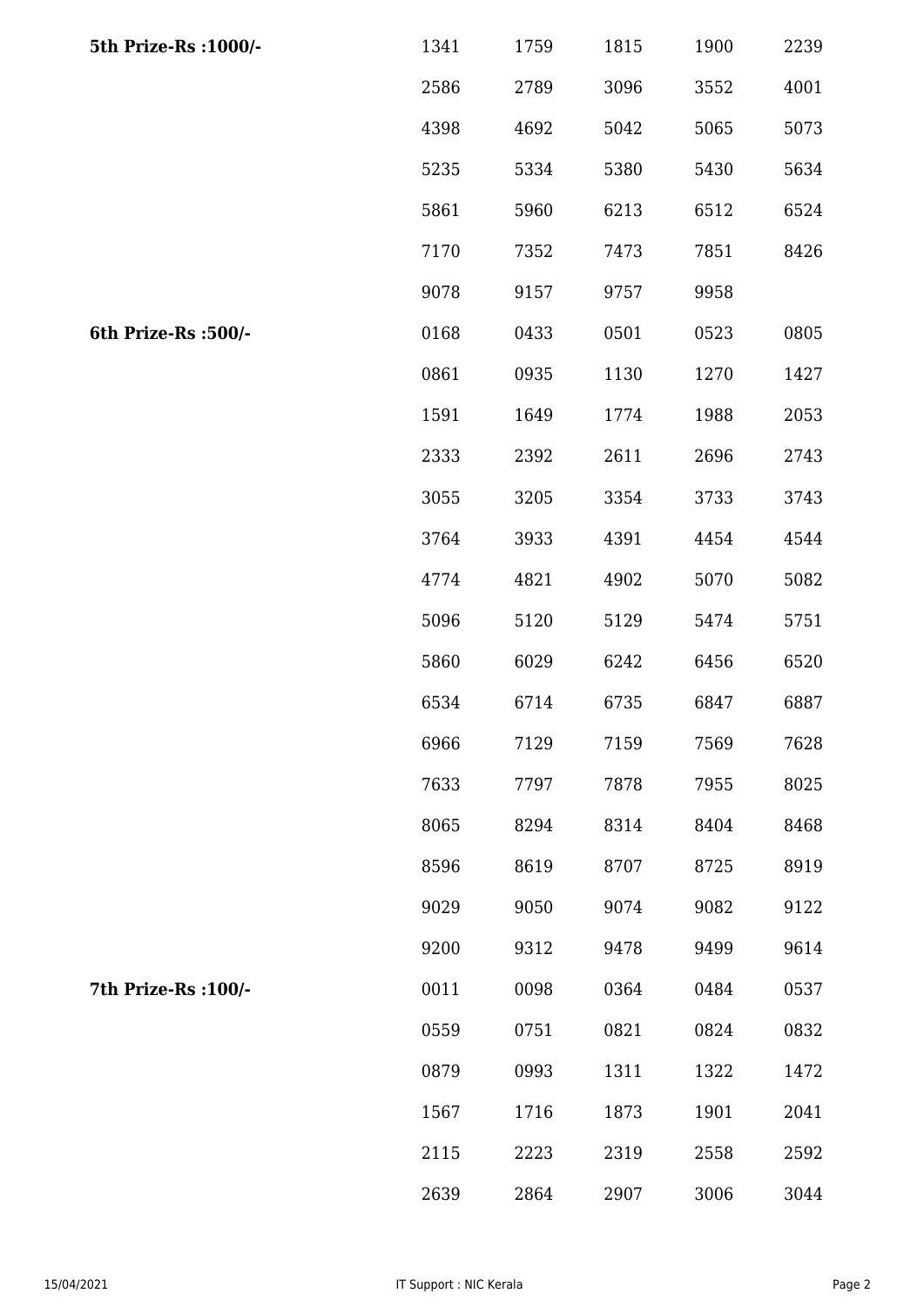| 5th Prize-Rs :1000/- | 1341 | 1759 | 1815 | 1900 | 2239 |
|---|---|---|---|---|---|
| | 2586 | 2789 | 3096 | 3552 | 4001 |
| | 4398 | 4692 | 5042 | 5065 | 5073 |
| | 5235 | 5334 | 5380 | 5430 | 5634 |
| | 5861 | 5960 | 6213 | 6512 | 6524 |
| | 7170 | 7352 | 7473 | 7851 | 8426 |
| | 9078 | 9157 | 9757 | 9958 | |
| **6th Prize-Rs :500/-** | 0168 | 0433 | 0501 | 0523 | 0805 |
| | 0861 | 0935 | 1130 | 1270 | 1427 |
| | 1591 | 1649 | 1774 | 1988 | 2053 |
| | 2333 | 2392 | 2611 | 2696 | 2743 |
| | 3055 | 3205 | 3354 | 3733 | 3743 |
| | 3764 | 3933 | 4391 | 4454 | 4544 |
| | 4774 | 4821 | 4902 | 5070 | 5082 |
| | 5096 | 5120 | 5129 | 5474 | 5751 |
| | 5860 | 6029 | 6242 | 6456 | 6520 |
| | 6534 | 6714 | 6735 | 6847 | 6887 |
| | 6966 | 7129 | 7159 | 7569 | 7628 |
| | 7633 | 7797 | 7878 | 7955 | 8025 |
| | 8065 | 8294 | 8314 | 8404 | 8468 |
| | 8596 | 8619 | 8707 | 8725 | 8919 |
| | 9029 | 9050 | 9074 | 9082 | 9122 |
| | 9200 | 9312 | 9478 | 9499 | 9614 |
| **7th Prize-Rs :100/-** | 0011 | 0098 | 0364 | 0484 | 0537 |
| | 0559 | 0751 | 0821 | 0824 | 0832 |
| | 0879 | 0993 | 1311 | 1322 | 1472 |
| | 1567 | 1716 | 1873 | 1901 | 2041 |
| | 2115 | 2223 | 2319 | 2558 | 2592 |
| | 2639 | 2864 | 2907 | 3006 | 3044 |

15/04/2021 IT Support : NIC Kerala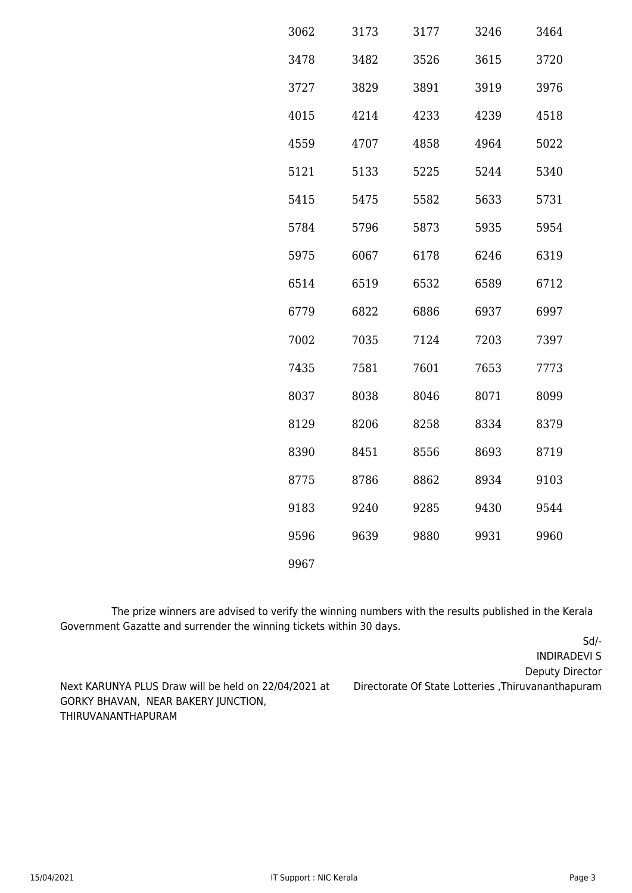| | | | | |
|---|---|---|---|---|
| 3062 | 3173 | 3177 | 3246 | 3464 |
| 3478 | 3482 | 3526 | 3615 | 3720 |
| 3727 | 3829 | 3891 | 3919 | 3976 |
| 4015 | 4214 | 4233 | 4239 | 4518 |
| 4559 | 4707 | 4858 | 4964 | 5022 |
| 5121 | 5133 | 5225 | 5244 | 5340 |
| 5415 | 5475 | 5582 | 5633 | 5731 |
| 5784 | 5796 | 5873 | 5935 | 5954 |
| 5975 | 6067 | 6178 | 6246 | 6319 |
| 6514 | 6519 | 6532 | 6589 | 6712 |
| 6779 | 6822 | 6886 | 6937 | 6997 |
| 7002 | 7035 | 7124 | 7203 | 7397 |
| 7435 | 7581 | 7601 | 7653 | 7773 |
| 8037 | 8038 | 8046 | 8071 | 8099 |
| 8129 | 8206 | 8258 | 8334 | 8379 |
| 8390 | 8451 | 8556 | 8693 | 8719 |
| 8775 | 8786 | 8862 | 8934 | 9103 |
| 9183 | 9240 | 9285 | 9430 | 9544 |
| 9596 | 9639 | 9880 | 9931 | 9960 |
| 9967 | | | | |

The prize winners are advised to verify the winning numbers with the results published in the Kerala Government Gazatte and surrender the winning tickets within 30 days.

Sd/-
INDIRADEVI S
Deputy Director
Directorate Of State Lotteries ,Thiruvananthapuram

Next KARUNYA PLUS Draw will be held on 22/04/2021 at GORKY BHAVAN, NEAR BAKERY JUNCTION, THIRUVANANTHAPURAM